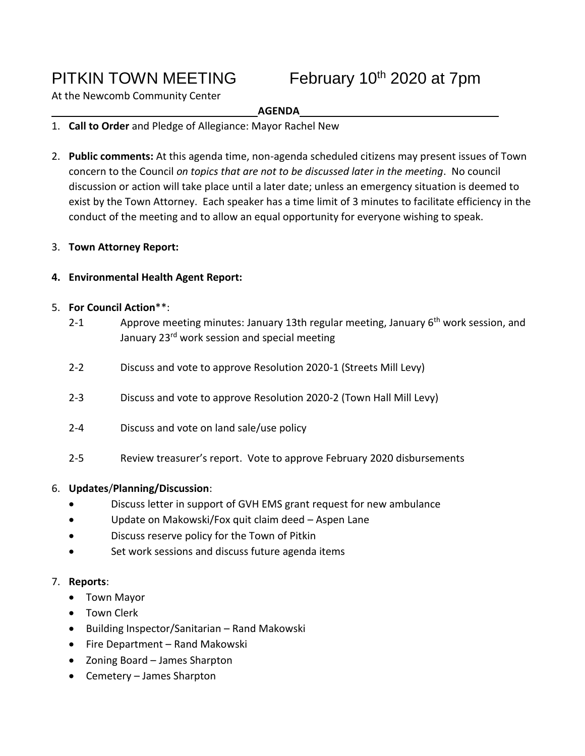# PITKIN TOWN MEETING February 10th 2020 at 7pm

At the Newcomb Community Center

**AGENDA**

1. **Call to Order** and Pledge of Allegiance: Mayor Rachel New

2. **Public comments:** At this agenda time, non-agenda scheduled citizens may present issues of Town concern to the Council *on topics that are not to be discussed later in the meeting*. No council discussion or action will take place until a later date; unless an emergency situation is deemed to exist by the Town Attorney. Each speaker has a time limit of 3 minutes to facilitate efficiency in the conduct of the meeting and to allow an equal opportunity for everyone wishing to speak.

3. **Town Attorney Report:**

4. **Environmental Health Agent Report:**

5. **For Council Action**\**:
   - 2-1 Approve meeting minutes: January 13th regular meeting, January 6th work session, and January 23rd work session and special meeting
   - 2-2 Discuss and vote to approve Resolution 2020-1 (Streets Mill Levy)
   - 2-3 Discuss and vote to approve Resolution 2020-2 (Town Hall Mill Levy)
   - 2-4 Discuss and vote on land sale/use policy
   - 2-5 Review treasurer's report. Vote to approve February 2020 disbursements

6. **Updates**/**Planning/Discussion**:
   - Discuss letter in support of GVH EMS grant request for new ambulance
   - Update on Makowski/Fox quit claim deed – Aspen Lane
   - Discuss reserve policy for the Town of Pitkin
   - Set work sessions and discuss future agenda items

7. **Reports**:
   - Town Mayor
   - Town Clerk
   - Building Inspector/Sanitarian – Rand Makowski
   - Fire Department – Rand Makowski
   - Zoning Board – James Sharpton
   - Cemetery – James Sharpton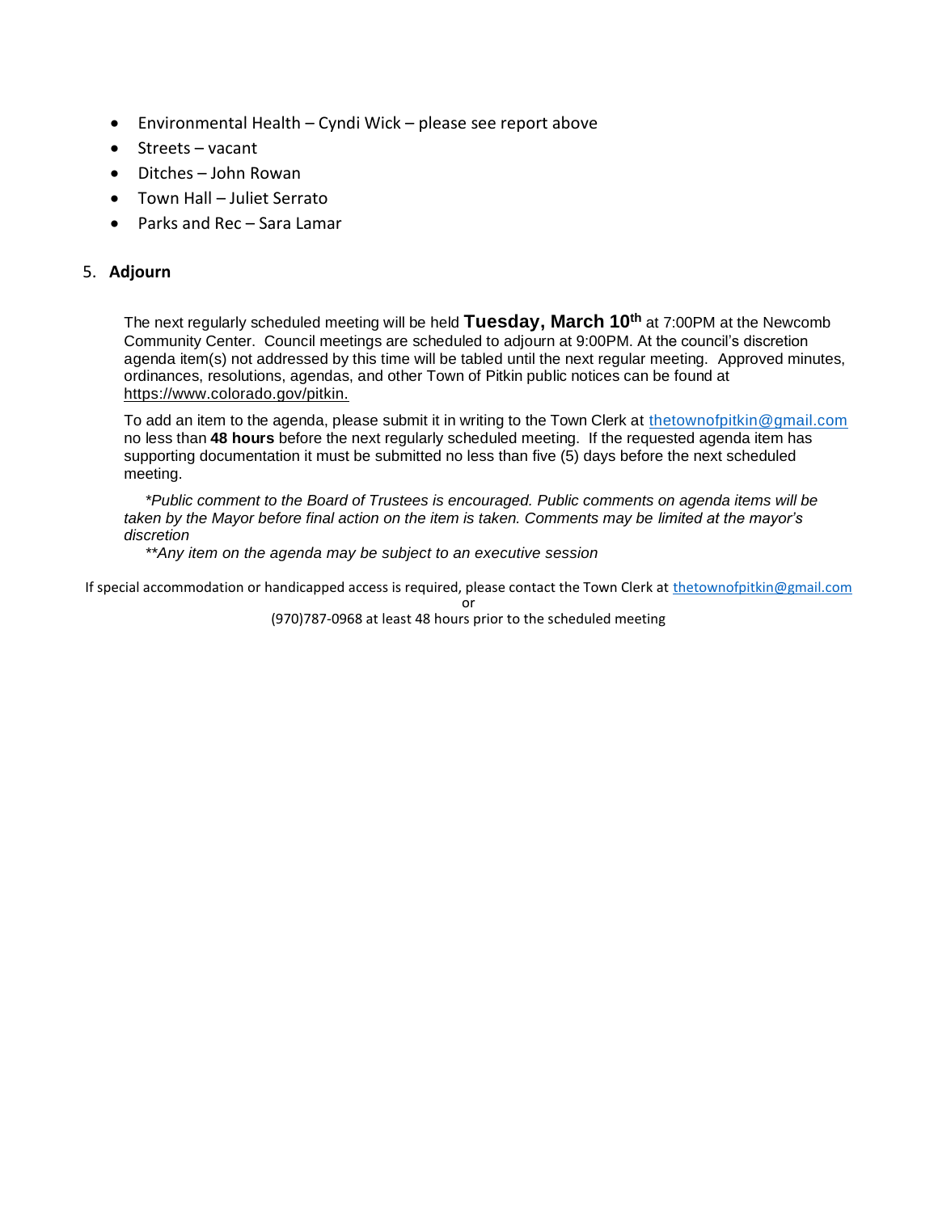- Environmental Health – Cyndi Wick – please see report above
- Streets – vacant
- Ditches – John Rowan
- Town Hall – Juliet Serrato
- Parks and Rec – Sara Lamar

5. **Adjourn**

The next regularly scheduled meeting will be held **Tuesday, March 10th** at 7:00PM at the Newcomb Community Center. Council meetings are scheduled to adjourn at 9:00PM. At the council's discretion agenda item(s) not addressed by this time will be tabled until the next regular meeting. Approved minutes, ordinances, resolutions, agendas, and other Town of Pitkin public notices can be found at https://www.colorado.gov/pitkin.

To add an item to the agenda, please submit it in writing to the Town Clerk at thetownofpitkin@gmail.com no less than **48 hours** before the next regularly scheduled meeting. If the requested agenda item has supporting documentation it must be submitted no less than five (5) days before the next scheduled meeting.

*\*Public comment to the Board of Trustees is encouraged. Public comments on agenda items will be taken by the Mayor before final action on the item is taken. Comments may be limited at the mayor's discretion*

*\*\*Any item on the agenda may be subject to an executive session*

If special accommodation or handicapped access is required, please contact the Town Clerk at thetownofpitkin@gmail.com or (970)787-0968 at least 48 hours prior to the scheduled meeting